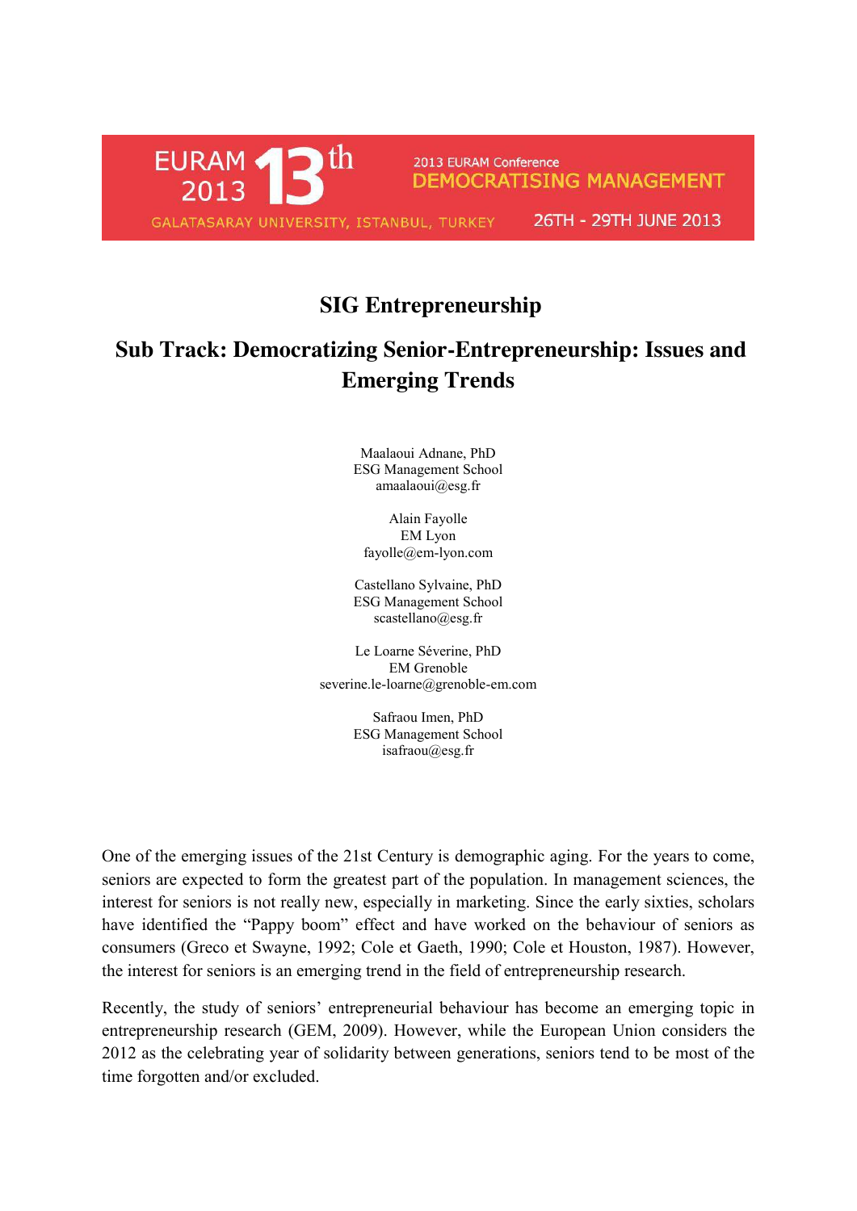EURAM 2013 13th

2013 EURAM Conference
DEMOCRATISING MANAGEMENT

GALATASARAY UNIVERSITY, ISTANBUL, TURKEY 26TH - 29TH JUNE 2013

# SIG Entrepreneurship

## Sub Track: Democratizing Senior-Entrepreneurship: Issues and Emerging Trends

Maalaoui Adnane, PhD
ESG Management School
amaalaoui@esg.fr

Alain Fayolle
EM Lyon
fayolle@em-lyon.com

Castellano Sylvaine, PhD
ESG Management School
scastellano@esg.fr

Le Loarne Séverine, PhD
EM Grenoble
severine.le-loarne@grenoble-em.com

Safraou Imen, PhD
ESG Management School
isafraou@esg.fr

One of the emerging issues of the 21st Century is demographic aging. For the years to come, seniors are expected to form the greatest part of the population. In management sciences, the interest for seniors is not really new, especially in marketing. Since the early sixties, scholars have identified the "Pappy boom" effect and have worked on the behaviour of seniors as consumers (Greco et Swayne, 1992; Cole et Gaeth, 1990; Cole et Houston, 1987). However, the interest for seniors is an emerging trend in the field of entrepreneurship research.

Recently, the study of seniors' entrepreneurial behaviour has become an emerging topic in entrepreneurship research (GEM, 2009). However, while the European Union considers the 2012 as the celebrating year of solidarity between generations, seniors tend to be most of the time forgotten and/or excluded.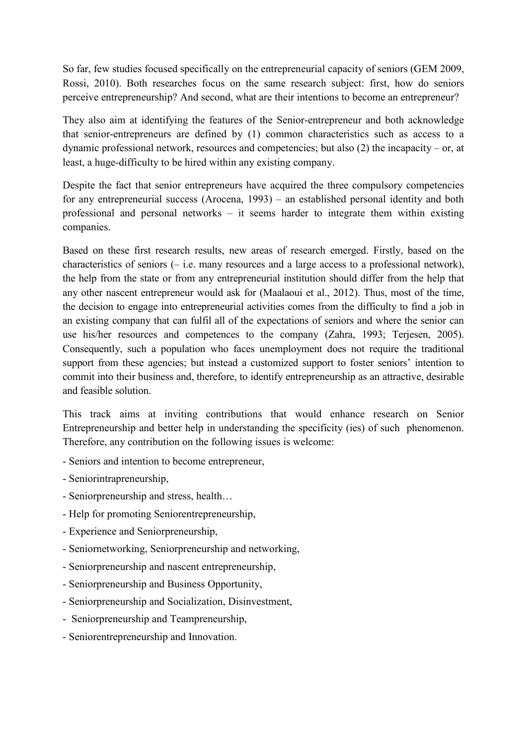So far, few studies focused specifically on the entrepreneurial capacity of seniors (GEM 2009, Rossi, 2010). Both researches focus on the same research subject: first, how do seniors perceive entrepreneurship? And second, what are their intentions to become an entrepreneur?

They also aim at identifying the features of the Senior-entrepreneur and both acknowledge that senior-entrepreneurs are defined by (1) common characteristics such as access to a dynamic professional network, resources and competencies; but also (2) the incapacity – or, at least, a huge-difficulty to be hired within any existing company.

Despite the fact that senior entrepreneurs have acquired the three compulsory competencies for any entrepreneurial success (Arocena, 1993) – an established personal identity and both professional and personal networks – it seems harder to integrate them within existing companies.

Based on these first research results, new areas of research emerged. Firstly, based on the characteristics of seniors (– i.e. many resources and a large access to a professional network), the help from the state or from any entrepreneurial institution should differ from the help that any other nascent entrepreneur would ask for (Maalaoui et al., 2012). Thus, most of the time, the decision to engage into entrepreneurial activities comes from the difficulty to find a job in an existing company that can fulfil all of the expectations of seniors and where the senior can use his/her resources and competences to the company (Zahra, 1993; Terjesen, 2005). Consequently, such a population who faces unemployment does not require the traditional support from these agencies; but instead a customized support to foster seniors' intention to commit into their business and, therefore, to identify entrepreneurship as an attractive, desirable and feasible solution.

This track aims at inviting contributions that would enhance research on Senior Entrepreneurship and better help in understanding the specificity (ies) of such phenomenon. Therefore, any contribution on the following issues is welcome:

- Seniors and intention to become entrepreneur,
- Seniorintrapreneurship,
- Seniorpreneurship and stress, health…
- Help for promoting Seniorentrepreneurship,
- Experience and Seniorpreneurship,
- Seniornetworking, Seniorpreneurship and networking,
- Seniorpreneurship and nascent entrepreneurship,
- Seniorpreneurship and Business Opportunity,
- Seniorpreneurship and Socialization, Disinvestment,
- Seniorpreneurship and Teampreneurship,
- Seniorentrepreneurship and Innovation.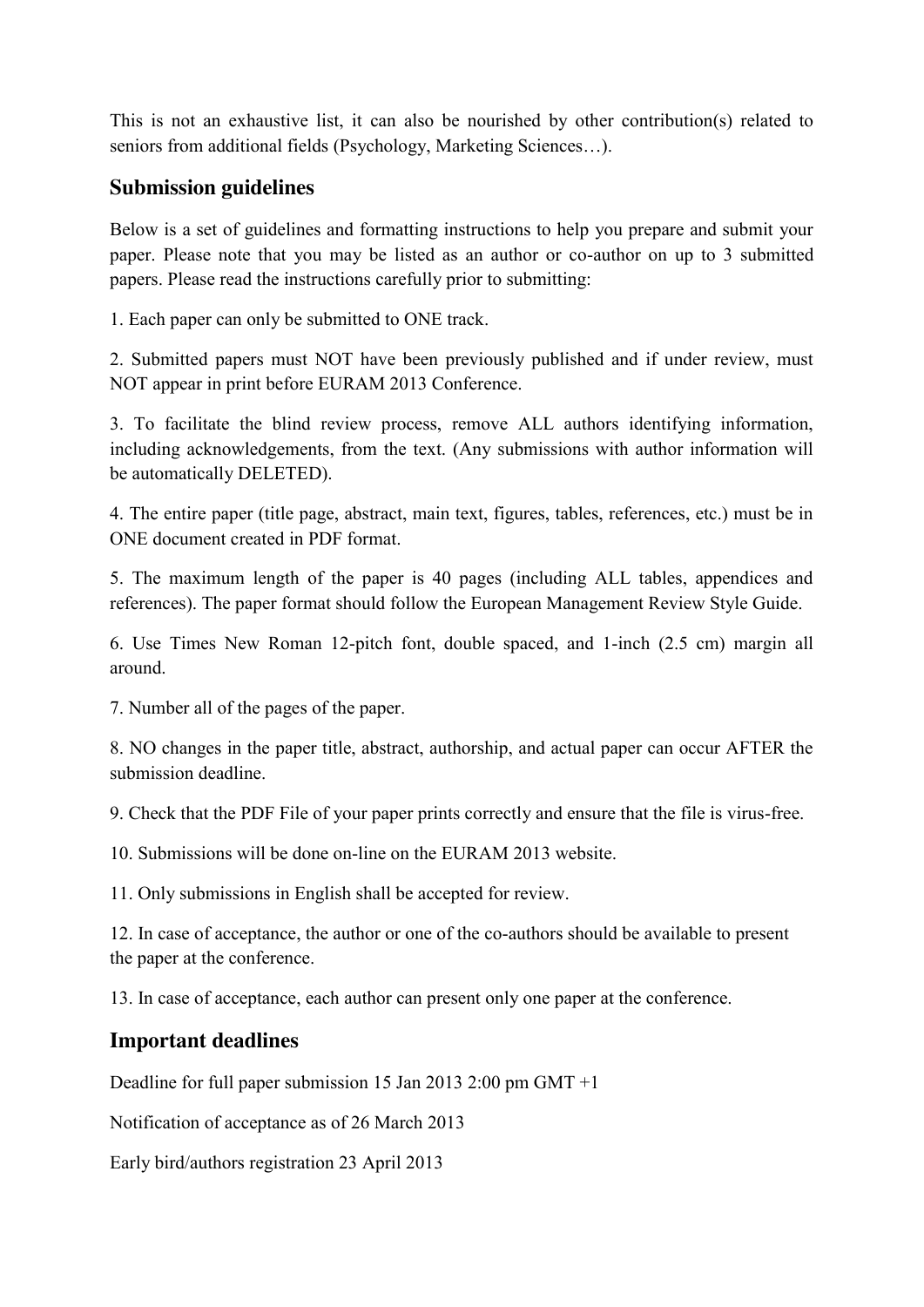This is not an exhaustive list, it can also be nourished by other contribution(s) related to seniors from additional fields (Psychology, Marketing Sciences…).

## Submission guidelines

Below is a set of guidelines and formatting instructions to help you prepare and submit your paper. Please note that you may be listed as an author or co-author on up to 3 submitted papers. Please read the instructions carefully prior to submitting:

1. Each paper can only be submitted to ONE track.

2. Submitted papers must NOT have been previously published and if under review, must NOT appear in print before EURAM 2013 Conference.

3. To facilitate the blind review process, remove ALL authors identifying information, including acknowledgements, from the text. (Any submissions with author information will be automatically DELETED).

4. The entire paper (title page, abstract, main text, figures, tables, references, etc.) must be in ONE document created in PDF format.

5. The maximum length of the paper is 40 pages (including ALL tables, appendices and references). The paper format should follow the European Management Review Style Guide.

6. Use Times New Roman 12-pitch font, double spaced, and 1-inch (2.5 cm) margin all around.

7. Number all of the pages of the paper.

8. NO changes in the paper title, abstract, authorship, and actual paper can occur AFTER the submission deadline.

9. Check that the PDF File of your paper prints correctly and ensure that the file is virus-free.

10. Submissions will be done on-line on the EURAM 2013 website.

11. Only submissions in English shall be accepted for review.

12. In case of acceptance, the author or one of the co-authors should be available to present the paper at the conference.

13. In case of acceptance, each author can present only one paper at the conference.

## Important deadlines

Deadline for full paper submission 15 Jan 2013 2:00 pm GMT +1

Notification of acceptance as of 26 March 2013

Early bird/authors registration 23 April 2013